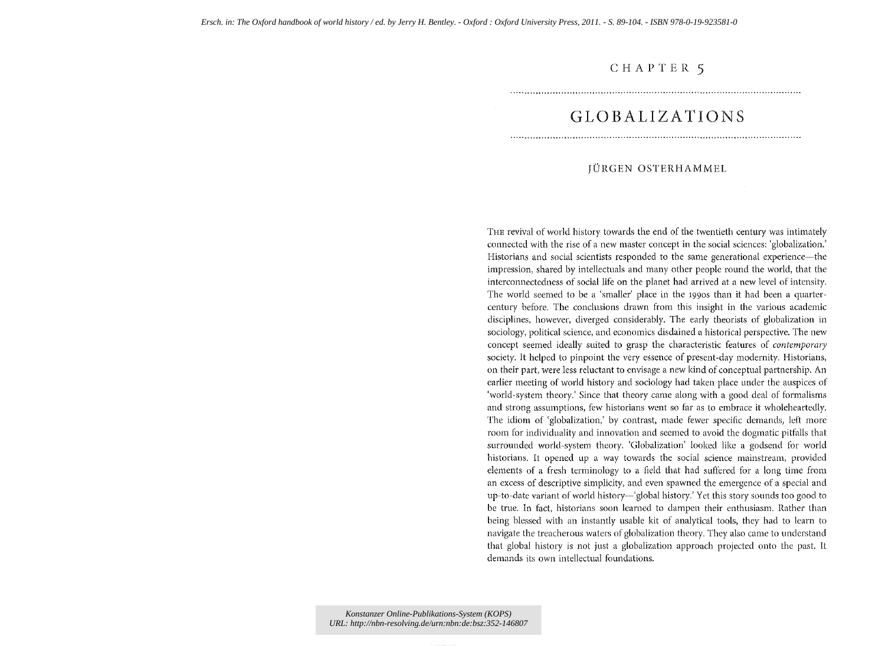Ersch. in: The Oxford handbook of world history / ed. by Jerry H. Bentley. - Oxford : Oxford University Press, 2011. - S. 89-104. - ISBN 978-0-19-923581-0

CHAPTER 5

# GLOBALIZATIONS

JÜRGEN OSTERHAMMEL

The revival of world history towards the end of the twentieth century was intimately connected with the rise of a new master concept in the social sciences: 'globalization.' Historians and social scientists responded to the same generational experience—the impression, shared by intellectuals and many other people round the world, that the interconnectedness of social life on the planet had arrived at a new level of intensity. The world seemed to be a 'smaller' place in the 1990s than it had been a quarter-century before. The conclusions drawn from this insight in the various academic disciplines, however, diverged considerably. The early theorists of globalization in sociology, political science, and economics disdained a historical perspective. The new concept seemed ideally suited to grasp the characteristic features of *contemporary* society. It helped to pinpoint the very essence of present-day modernity. Historians, on their part, were less reluctant to envisage a new kind of conceptual partnership. An earlier meeting of world history and sociology had taken place under the auspices of 'world-system theory.' Since that theory came along with a good deal of formalisms and strong assumptions, few historians went so far as to embrace it wholeheartedly. The idiom of 'globalization,' by contrast, made fewer specific demands, left more room for individuality and innovation and seemed to avoid the dogmatic pitfalls that surrounded world-system theory. 'Globalization' looked like a godsend for world historians. It opened up a way towards the social science mainstream, provided elements of a fresh terminology to a field that had suffered for a long time from an excess of descriptive simplicity, and even spawned the emergence of a special and up-to-date variant of world history—'global history.' Yet this story sounds too good to be true. In fact, historians soon learned to dampen their enthusiasm. Rather than being blessed with an instantly usable kit of analytical tools, they had to learn to navigate the treacherous waters of globalization theory. They also came to understand that global history is not just a globalization approach projected onto the past. It demands its own intellectual foundations.

Konstanzer Online-Publikations-System (KOPS)
URL: http://nbn-resolving.de/urn:nbn:de:bsz:352-146807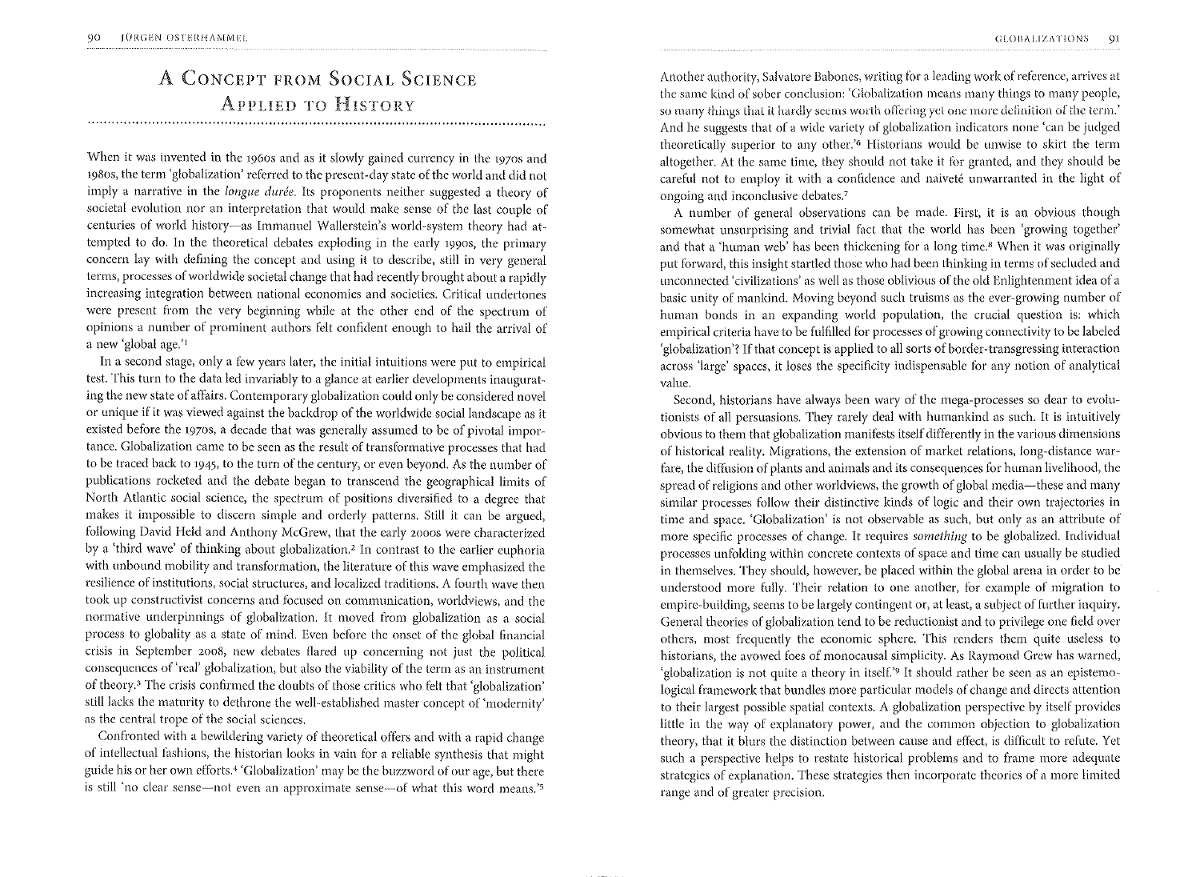## A Concept from Social Science Applied to History

When it was invented in the 1960s and as it slowly gained currency in the 1970s and 1980s, the term 'globalization' referred to the present-day state of the world and did not imply a narrative in the *longue durée*. Its proponents neither suggested a theory of societal evolution nor an interpretation that would make sense of the last couple of centuries of world history—as Immanuel Wallerstein's world-system theory had attempted to do. In the theoretical debates exploding in the early 1990s, the primary concern lay with defining the concept and using it to describe, still in very general terms, processes of worldwide societal change that had recently brought about a rapidly increasing integration between national economies and societies. Critical undertones were present from the very beginning while at the other end of the spectrum of opinions a number of prominent authors felt confident enough to hail the arrival of a new 'global age.'[1]

In a second stage, only a few years later, the initial intuitions were put to empirical test. This turn to the data led invariably to a glance at earlier developments inaugurating the new state of affairs. Contemporary globalization could only be considered novel or unique if it was viewed against the backdrop of the worldwide social landscape as it existed before the 1970s, a decade that was generally assumed to be of pivotal importance. Globalization came to be seen as the result of transformative processes that had to be traced back to 1945, to the turn of the century, or even beyond. As the number of publications rocketed and the debate began to transcend the geographical limits of North Atlantic social science, the spectrum of positions diversified to a degree that makes it impossible to discern simple and orderly patterns. Still it can be argued, following David Held and Anthony McGrew, that the early 2000s were characterized by a 'third wave' of thinking about globalization.[2] In contrast to the earlier euphoria with unbound mobility and transformation, the literature of this wave emphasized the resilience of institutions, social structures, and localized traditions. A fourth wave then took up constructivist concerns and focused on communication, worldviews, and the normative underpinnings of globalization. It moved from globalization as a social process to globality as a state of mind. Even before the onset of the global financial crisis in September 2008, new debates flared up concerning not just the political consequences of 'real' globalization, but also the viability of the term as an instrument of theory.[3] The crisis confirmed the doubts of those critics who felt that 'globalization' still lacks the maturity to dethrone the well-established master concept of 'modernity' as the central trope of the social sciences.

Confronted with a bewildering variety of theoretical offers and with a rapid change of intellectual fashions, the historian looks in vain for a reliable synthesis that might guide his or her own efforts.[4] 'Globalization' may be the buzzword of our age, but there is still 'no clear sense—not even an approximate sense—of what this word means.'[5] Another authority, Salvatore Babones, writing for a leading work of reference, arrives at the same kind of sober conclusion: 'Globalization means many things to many people, so many things that it hardly seems worth offering yet one more definition of the term.' And he suggests that of a wide variety of globalization indicators none 'can be judged theoretically superior to any other.'[6] Historians would be unwise to skirt the term altogether. At the same time, they should not take it for granted, and they should be careful not to employ it with a confidence and naiveté unwarranted in the light of ongoing and inconclusive debates.[7]

A number of general observations can be made. First, it is an obvious though somewhat unsurprising and trivial fact that the world has been 'growing together' and that a 'human web' has been thickening for a long time.[8] When it was originally put forward, this insight startled those who had been thinking in terms of secluded and unconnected 'civilizations' as well as those oblivious of the old Enlightenment idea of a basic unity of mankind. Moving beyond such truisms as the ever-growing number of human bonds in an expanding world population, the crucial question is: which empirical criteria have to be fulfilled for processes of growing connectivity to be labeled 'globalization'? If that concept is applied to all sorts of border-transgressing interaction across 'large' spaces, it loses the specificity indispensable for any notion of analytical value.

Second, historians have always been wary of the mega-processes so dear to evolutionists of all persuasions. They rarely deal with humankind as such. It is intuitively obvious to them that globalization manifests itself differently in the various dimensions of historical reality. Migrations, the extension of market relations, long-distance warfare, the diffusion of plants and animals and its consequences for human livelihood, the spread of religions and other worldviews, the growth of global media—these and many similar processes follow their distinctive kinds of logic and their own trajectories in time and space. 'Globalization' is not observable as such, but only as an attribute of more specific processes of change. It requires *something* to be globalized. Individual processes unfolding within concrete contexts of space and time can usually be studied in themselves. They should, however, be placed within the global arena in order to be understood more fully. Their relation to one another, for example of migration to empire-building, seems to be largely contingent or, at least, a subject of further inquiry. General theories of globalization tend to be reductionist and to privilege one field over others, most frequently the economic sphere. This renders them quite useless to historians, the avowed foes of monocausal simplicity. As Raymond Grew has warned, 'globalization is not quite a theory in itself.'[9] It should rather be seen as an epistemological framework that bundles more particular models of change and directs attention to their largest possible spatial contexts. A globalization perspective by itself provides little in the way of explanatory power, and the common objection to globalization theory, that it blurs the distinction between cause and effect, is difficult to refute. Yet such a perspective helps to restate historical problems and to frame more adequate strategies of explanation. These strategies then incorporate theories of a more limited range and of greater precision.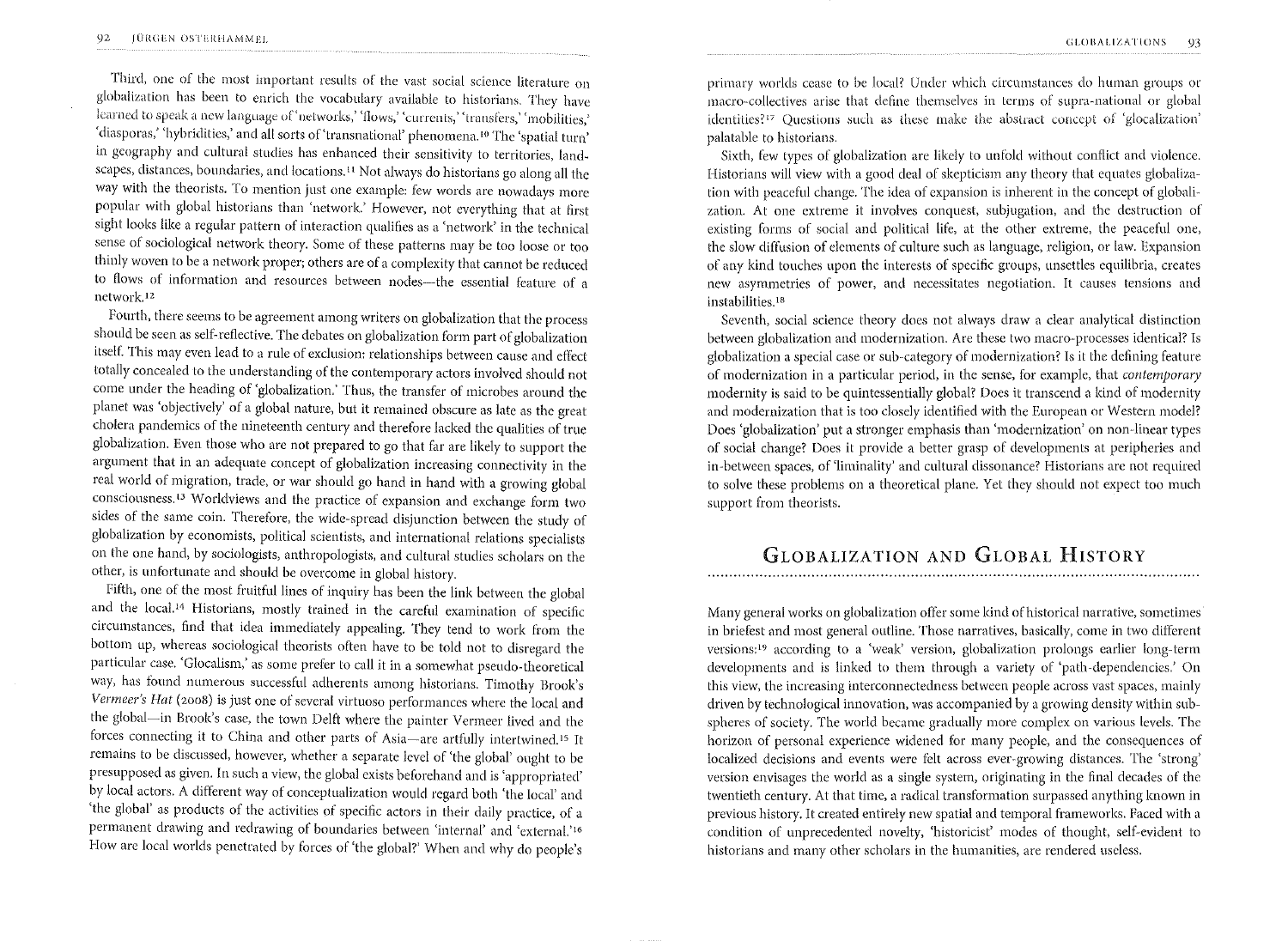Third, one of the most important results of the vast social science literature on globalization has been to enrich the vocabulary available to historians. They have learned to speak a new language of 'networks,' 'flows,' 'currents,' 'transfers,' 'mobilities,' 'diasporas,' 'hybridities,' and all sorts of 'transnational' phenomena.[10] The 'spatial turn' in geography and cultural studies has enhanced their sensitivity to territories, landscapes, distances, boundaries, and locations.[11] Not always do historians go along all the way with the theorists. To mention just one example: few words are nowadays more popular with global historians than 'network.' However, not everything that at first sight looks like a regular pattern of interaction qualifies as a 'network' in the technical sense of sociological network theory. Some of these patterns may be too loose or too thinly woven to be a network proper; others are of a complexity that cannot be reduced to flows of information and resources between nodes—the essential feature of a network.[12]

Fourth, there seems to be agreement among writers on globalization that the process should be seen as self-reflective. The debates on globalization form part of globalization itself. This may even lead to a rule of exclusion: relationships between cause and effect totally concealed to the understanding of the contemporary actors involved should not come under the heading of 'globalization.' Thus, the transfer of microbes around the planet was 'objectively' of a global nature, but it remained obscure as late as the great cholera pandemics of the nineteenth century and therefore lacked the qualities of true globalization. Even those who are not prepared to go that far are likely to support the argument that in an adequate concept of globalization increasing connectivity in the real world of migration, trade, or war should go hand in hand with a growing global consciousness.[13] Worldviews and the practice of expansion and exchange form two sides of the same coin. Therefore, the wide-spread disjunction between the study of globalization by economists, political scientists, and international relations specialists on the one hand, by sociologists, anthropologists, and cultural studies scholars on the other, is unfortunate and should be overcome in global history.

Fifth, one of the most fruitful lines of inquiry has been the link between the global and the local.[14] Historians, mostly trained in the careful examination of specific circumstances, find that idea immediately appealing. They tend to work from the bottom up, whereas sociological theorists often have to be told not to disregard the particular case. 'Glocalism,' as some prefer to call it in a somewhat pseudo-theoretical way, has found numerous successful adherents among historians. Timothy Brook's *Vermeer's Hat* (2008) is just one of several virtuoso performances where the local and the global—in Brook's case, the town Delft where the painter Vermeer lived and the forces connecting it to China and other parts of Asia—are artfully intertwined.[15] It remains to be discussed, however, whether a separate level of 'the global' ought to be presupposed as given. In such a view, the global exists beforehand and is 'appropriated' by local actors. A different way of conceptualization would regard both 'the local' and 'the global' as products of the activities of specific actors in their daily practice, of a permanent drawing and redrawing of boundaries between 'internal' and 'external.'[16] How are local worlds penetrated by forces of 'the global?' When and why do people's primary worlds cease to be local? Under which circumstances do human groups or macro-collectives arise that define themselves in terms of supra-national or global identities?[17] Questions such as these make the abstract concept of 'glocalization' palatable to historians.

Sixth, few types of globalization are likely to unfold without conflict and violence. Historians will view with a good deal of skepticism any theory that equates globalization with peaceful change. The idea of expansion is inherent in the concept of globalization. At one extreme it involves conquest, subjugation, and the destruction of existing forms of social and political life, at the other extreme, the peaceful one, the slow diffusion of elements of culture such as language, religion, or law. Expansion of any kind touches upon the interests of specific groups, unsettles equilibria, creates new asymmetries of power, and necessitates negotiation. It causes tensions and instabilities.[18]

Seventh, social science theory does not always draw a clear analytical distinction between globalization and modernization. Are these two macro-processes identical? Is globalization a special case or sub-category of modernization? Is it the defining feature of modernization in a particular period, in the sense, for example, that *contemporary* modernity is said to be quintessentially global? Does it transcend a kind of modernity and modernization that is too closely identified with the European or Western model? Does 'globalization' put a stronger emphasis than 'modernization' on non-linear types of social change? Does it provide a better grasp of developments at peripheries and in-between spaces, of 'liminality' and cultural dissonance? Historians are not required to solve these problems on a theoretical plane. Yet they should not expect too much support from theorists.

## Globalization and Global History

Many general works on globalization offer some kind of historical narrative, sometimes in briefest and most general outline. Those narratives, basically, come in two different versions:[19] according to a 'weak' version, globalization prolongs earlier long-term developments and is linked to them through a variety of 'path-dependencies.' On this view, the increasing interconnectedness between people across vast spaces, mainly driven by technological innovation, was accompanied by a growing density within subspheres of society. The world became gradually more complex on various levels. The horizon of personal experience widened for many people, and the consequences of localized decisions and events were felt across ever-growing distances. The 'strong' version envisages the world as a single system, originating in the final decades of the twentieth century. At that time, a radical transformation surpassed anything known in previous history. It created entirely new spatial and temporal frameworks. Faced with a condition of unprecedented novelty, 'historicist' modes of thought, self-evident to historians and many other scholars in the humanities, are rendered useless.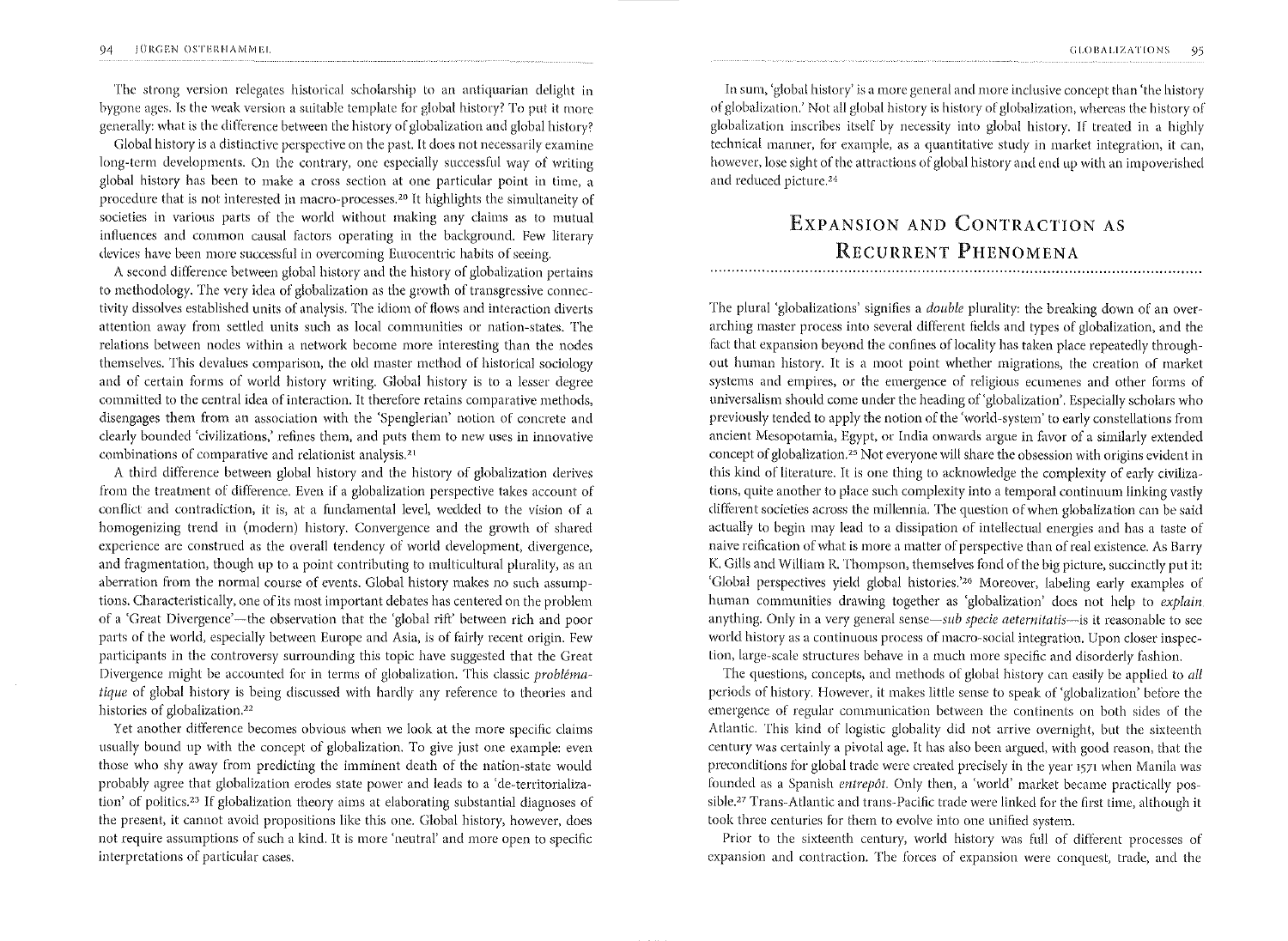The strong version relegates historical scholarship to an antiquarian delight in bygone ages. Is the weak version a suitable template for global history? To put it more generally: what is the difference between the history of globalization and global history?

Global history is a distinctive perspective on the past. It does not necessarily examine long-term developments. On the contrary, one especially successful way of writing global history has been to make a cross section at one particular point in time, a procedure that is not interested in macro-processes.[20] It highlights the simultaneity of societies in various parts of the world without making any claims as to mutual influences and common causal factors operating in the background. Few literary devices have been more successful in overcoming Eurocentric habits of seeing.

A second difference between global history and the history of globalization pertains to methodology. The very idea of globalization as the growth of transgressive connectivity dissolves established units of analysis. The idiom of flows and interaction diverts attention away from settled units such as local communities or nation-states. The relations between nodes within a network become more interesting than the nodes themselves. This devalues comparison, the old master method of historical sociology and of certain forms of world history writing. Global history is to a lesser degree committed to the central idea of interaction. It therefore retains comparative methods, disengages them from an association with the 'Spenglerian' notion of concrete and clearly bounded 'civilizations,' refines them, and puts them to new uses in innovative combinations of comparative and relationist analysis.[21]

A third difference between global history and the history of globalization derives from the treatment of difference. Even if a globalization perspective takes account of conflict and contradiction, it is, at a fundamental level, wedded to the vision of a homogenizing trend in (modern) history. Convergence and the growth of shared experience are construed as the overall tendency of world development, divergence, and fragmentation, though up to a point contributing to multicultural plurality, as an aberration from the normal course of events. Global history makes no such assumptions. Characteristically, one of its most important debates has centered on the problem of a 'Great Divergence'—the observation that the 'global rift' between rich and poor parts of the world, especially between Europe and Asia, is of fairly recent origin. Few participants in the controversy surrounding this topic have suggested that the Great Divergence might be accounted for in terms of globalization. This classic *problématique* of global history is being discussed with hardly any reference to theories and histories of globalization.[22]

Yet another difference becomes obvious when we look at the more specific claims usually bound up with the concept of globalization. To give just one example: even those who shy away from predicting the imminent death of the nation-state would probably agree that globalization erodes state power and leads to a 'de-territorialization' of politics.[23] If globalization theory aims at elaborating substantial diagnoses of the present, it cannot avoid propositions like this one. Global history, however, does not require assumptions of such a kind. It is more 'neutral' and more open to specific interpretations of particular cases.

In sum, 'global history' is a more general and more inclusive concept than 'the history of globalization.' Not all global history is history of globalization, whereas the history of globalization inscribes itself by necessity into global history. If treated in a highly technical manner, for example, as a quantitative study in market integration, it can, however, lose sight of the attractions of global history and end up with an impoverished and reduced picture.[24]

## Expansion and Contraction as Recurrent Phenomena

The plural 'globalizations' signifies a *double* plurality: the breaking down of an overarching master process into several different fields and types of globalization, and the fact that expansion beyond the confines of locality has taken place repeatedly throughout human history. It is a moot point whether migrations, the creation of market systems and empires, or the emergence of religious ecumenes and other forms of universalism should come under the heading of 'globalization'. Especially scholars who previously tended to apply the notion of the 'world-system' to early constellations from ancient Mesopotamia, Egypt, or India onwards argue in favor of a similarly extended concept of globalization.[25] Not everyone will share the obsession with origins evident in this kind of literature. It is one thing to acknowledge the complexity of early civilizations, quite another to place such complexity into a temporal continuum linking vastly different societies across the millennia. The question of when globalization can be said actually to begin may lead to a dissipation of intellectual energies and has a taste of naive reification of what is more a matter of perspective than of real existence. As Barry K. Gills and William R. Thompson, themselves fond of the big picture, succinctly put it: 'Global perspectives yield global histories.'[26] Moreover, labeling early examples of human communities drawing together as 'globalization' does not help to *explain* anything. Only in a very general sense—*sub specie aeternitatis*—is it reasonable to see world history as a continuous process of macro-social integration. Upon closer inspection, large-scale structures behave in a much more specific and disorderly fashion.

The questions, concepts, and methods of global history can easily be applied to *all* periods of history. However, it makes little sense to speak of 'globalization' before the emergence of regular communication between the continents on both sides of the Atlantic. This kind of logistic globality did not arrive overnight, but the sixteenth century was certainly a pivotal age. It has also been argued, with good reason, that the preconditions for global trade were created precisely in the year 1571 when Manila was founded as a Spanish *entrepôt*. Only then, a 'world' market became practically possible.[27] Trans-Atlantic and trans-Pacific trade were linked for the first time, although it took three centuries for them to evolve into one unified system.

Prior to the sixteenth century, world history was full of different processes of expansion and contraction. The forces of expansion were conquest, trade, and the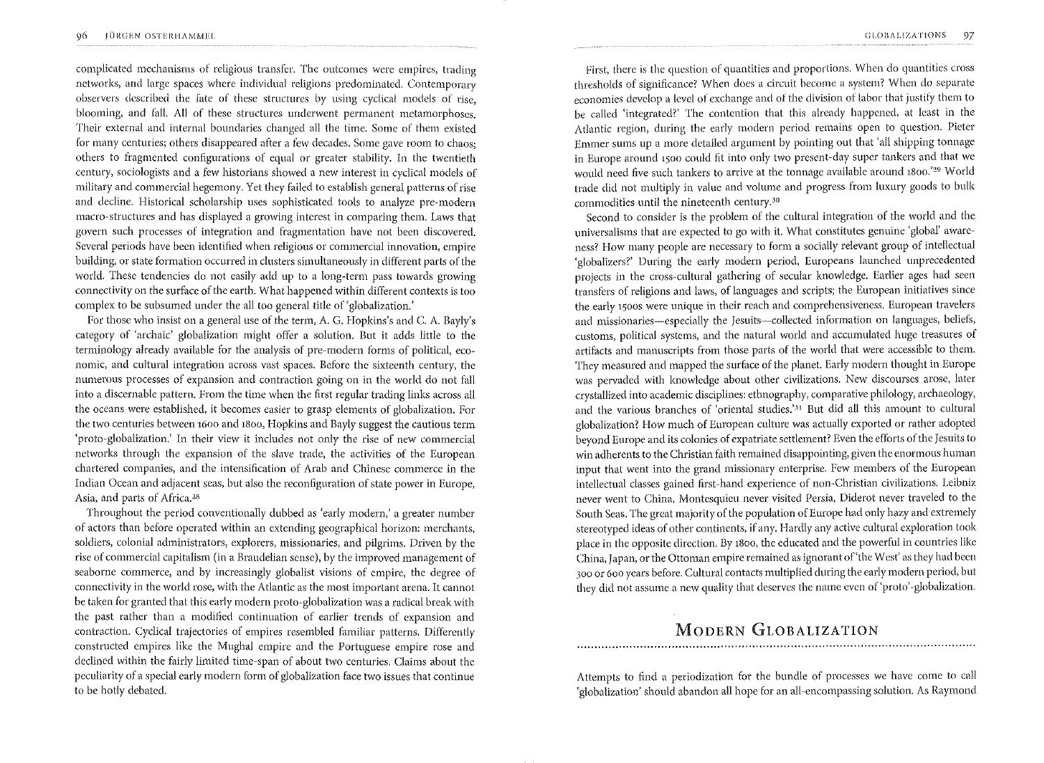complicated mechanisms of religious transfer. The outcomes were empires, trading networks, and large spaces where individual religions predominated. Contemporary observers described the fate of these structures by using cyclical models of rise, blooming, and fall. All of these structures underwent permanent metamorphoses. Their external and internal boundaries changed all the time. Some of them existed for many centuries; others disappeared after a few decades. Some gave room to chaos; others to fragmented configurations of equal or greater stability. In the twentieth century, sociologists and a few historians showed a new interest in cyclical models of military and commercial hegemony. Yet they failed to establish general patterns of rise and decline. Historical scholarship uses sophisticated tools to analyze pre-modern macro-structures and has displayed a growing interest in comparing them. Laws that govern such processes of integration and fragmentation have not been discovered. Several periods have been identified when religious or commercial innovation, empire building, or state formation occurred in clusters simultaneously in different parts of the world. These tendencies do not easily add up to a long-term pass towards growing connectivity on the surface of the earth. What happened within different contexts is too complex to be subsumed under the all too general title of 'globalization.'

For those who insist on a general use of the term, A. G. Hopkins's and C. A. Bayly's category of 'archaic' globalization might offer a solution. But it adds little to the terminology already available for the analysis of pre-modern forms of political, economic, and cultural integration across vast spaces. Before the sixteenth century, the numerous processes of expansion and contraction going on in the world do not fall into a discernable pattern. From the time when the first regular trading links across all the oceans were established, it becomes easier to grasp elements of globalization. For the two centuries between 1600 and 1800, Hopkins and Bayly suggest the cautious term 'proto-globalization.' In their view it includes not only the rise of new commercial networks through the expansion of the slave trade, the activities of the European chartered companies, and the intensification of Arab and Chinese commerce in the Indian Ocean and adjacent seas, but also the reconfiguration of state power in Europe, Asia, and parts of Africa.[28]

Throughout the period conventionally dubbed as 'early modern,' a greater number of actors than before operated within an extending geographical horizon: merchants, soldiers, colonial administrators, explorers, missionaries, and pilgrims. Driven by the rise of commercial capitalism (in a Braudelian sense), by the improved management of seaborne commerce, and by increasingly globalist visions of empire, the degree of connectivity in the world rose, with the Atlantic as the most important arena. It cannot be taken for granted that this early modern proto-globalization was a radical break with the past rather than a modified continuation of earlier trends of expansion and contraction. Cyclical trajectories of empires resembled familiar patterns. Differently constructed empires like the Mughal empire and the Portuguese empire rose and declined within the fairly limited time-span of about two centuries. Claims about the peculiarity of a special early modern form of globalization face two issues that continue to be hotly debated.

First, there is the question of quantities and proportions. When do quantities cross thresholds of significance? When does a circuit become a system? When do separate economies develop a level of exchange and of the division of labor that justify them to be called 'integrated?' The contention that this already happened, at least in the Atlantic region, during the early modern period remains open to question. Pieter Emmer sums up a more detailed argument by pointing out that 'all shipping tonnage in Europe around 1500 could fit into only two present-day super tankers and that we would need five such tankers to arrive at the tonnage available around 1800.'[29] World trade did not multiply in value and volume and progress from luxury goods to bulk commodities until the nineteenth century.[30]

Second to consider is the problem of the cultural integration of the world and the universalisms that are expected to go with it. What constitutes genuine 'global' awareness? How many people are necessary to form a socially relevant group of intellectual 'globalizers?' During the early modern period, Europeans launched unprecedented projects in the cross-cultural gathering of secular knowledge. Earlier ages had seen transfers of religions and laws, of languages and scripts; the European initiatives since the early 1500s were unique in their reach and comprehensiveness. European travelers and missionaries—especially the Jesuits—collected information on languages, beliefs, customs, political systems, and the natural world and accumulated huge treasures of artifacts and manuscripts from those parts of the world that were accessible to them. They measured and mapped the surface of the planet. Early modern thought in Europe was pervaded with knowledge about other civilizations. New discourses arose, later crystallized into academic disciplines: ethnography, comparative philology, archaeology, and the various branches of 'oriental studies.'[31] But did all this amount to cultural globalization? How much of European culture was actually exported or rather adopted beyond Europe and its colonies of expatriate settlement? Even the efforts of the Jesuits to win adherents to the Christian faith remained disappointing, given the enormous human input that went into the grand missionary enterprise. Few members of the European intellectual classes gained first-hand experience of non-Christian civilizations. Leibniz never went to China, Montesquieu never visited Persia, Diderot never traveled to the South Seas. The great majority of the population of Europe had only hazy and extremely stereotyped ideas of other continents, if any. Hardly any active cultural exploration took place in the opposite direction. By 1800, the educated and the powerful in countries like China, Japan, or the Ottoman empire remained as ignorant of 'the West' as they had been 300 or 600 years before. Cultural contacts multiplied during the early modern period, but they did not assume a new quality that deserves the name even of 'proto'-globalization.

## Modern Globalization

Attempts to find a periodization for the bundle of processes we have come to call 'globalization' should abandon all hope for an all-encompassing solution. As Raymond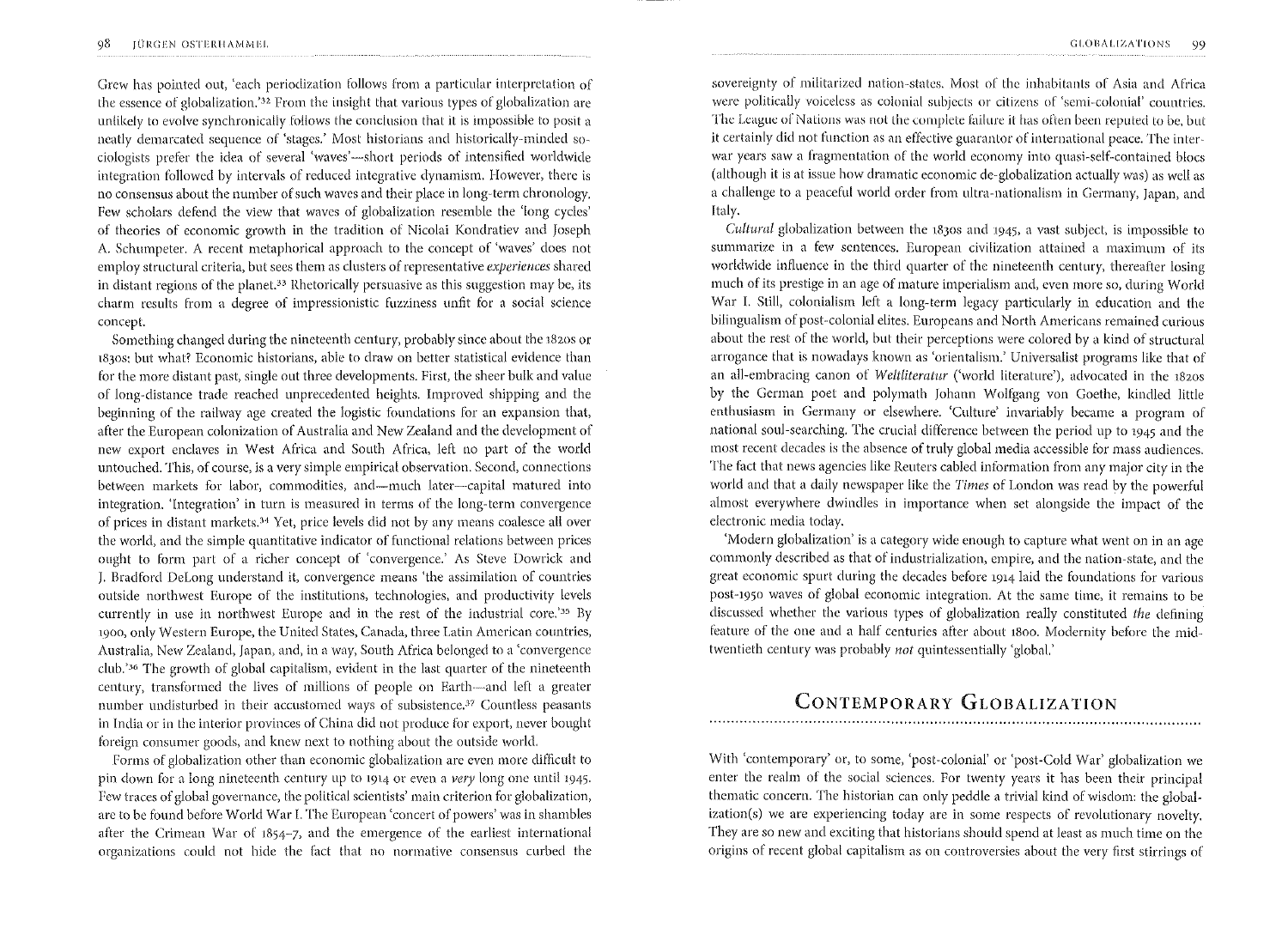Grew has pointed out, 'each periodization follows from a particular interpretation of the essence of globalization.'[32] From the insight that various types of globalization are unlikely to evolve synchronically follows the conclusion that it is impossible to posit a neatly demarcated sequence of 'stages.' Most historians and historically-minded sociologists prefer the idea of several 'waves'—short periods of intensified worldwide integration followed by intervals of reduced integrative dynamism. However, there is no consensus about the number of such waves and their place in long-term chronology. Few scholars defend the view that waves of globalization resemble the 'long cycles' of theories of economic growth in the tradition of Nicolai Kondratiev and Joseph A. Schumpeter. A recent metaphorical approach to the concept of 'waves' does not employ structural criteria, but sees them as clusters of representative *experiences* shared in distant regions of the planet.[33] Rhetorically persuasive as this suggestion may be, its charm results from a degree of impressionistic fuzziness unfit for a social science concept.

Something changed during the nineteenth century, probably since about the 1820s or 1830s: but what? Economic historians, able to draw on better statistical evidence than for the more distant past, single out three developments. First, the sheer bulk and value of long-distance trade reached unprecedented heights. Improved shipping and the beginning of the railway age created the logistic foundations for an expansion that, after the European colonization of Australia and New Zealand and the development of new export enclaves in West Africa and South Africa, left no part of the world untouched. This, of course, is a very simple empirical observation. Second, connections between markets for labor, commodities, and—much later—capital matured into integration. 'Integration' in turn is measured in terms of the long-term convergence of prices in distant markets.[34] Yet, price levels did not by any means coalesce all over the world, and the simple quantitative indicator of functional relations between prices ought to form part of a richer concept of 'convergence.' As Steve Dowrick and J. Bradford DeLong understand it, convergence means 'the assimilation of countries outside northwest Europe of the institutions, technologies, and productivity levels currently in use in northwest Europe and in the rest of the industrial core.'[35] By 1900, only Western Europe, the United States, Canada, three Latin American countries, Australia, New Zealand, Japan, and, in a way, South Africa belonged to a 'convergence club.'[36] The growth of global capitalism, evident in the last quarter of the nineteenth century, transformed the lives of millions of people on Earth—and left a greater number undisturbed in their accustomed ways of subsistence.[37] Countless peasants in India or in the interior provinces of China did not produce for export, never bought foreign consumer goods, and knew next to nothing about the outside world.

Forms of globalization other than economic globalization are even more difficult to pin down for a long nineteenth century up to 1914 or even a *very* long one until 1945. Few traces of global governance, the political scientists' main criterion for globalization, are to be found before World War I. The European 'concert of powers' was in shambles after the Crimean War of 1854–7, and the emergence of the earliest international organizations could not hide the fact that no normative consensus curbed the sovereignty of militarized nation-states. Most of the inhabitants of Asia and Africa were politically voiceless as colonial subjects or citizens of 'semi-colonial' countries. The League of Nations was not the complete failure it has often been reputed to be, but it certainly did not function as an effective guarantor of international peace. The interwar years saw a fragmentation of the world economy into quasi-self-contained blocs (although it is at issue how dramatic economic de-globalization actually was) as well as a challenge to a peaceful world order from ultra-nationalism in Germany, Japan, and Italy.

*Cultural* globalization between the 1830s and 1945, a vast subject, is impossible to summarize in a few sentences. European civilization attained a maximum of its worldwide influence in the third quarter of the nineteenth century, thereafter losing much of its prestige in an age of mature imperialism and, even more so, during World War I. Still, colonialism left a long-term legacy particularly in education and the bilingualism of post-colonial elites. Europeans and North Americans remained curious about the rest of the world, but their perceptions were colored by a kind of structural arrogance that is nowadays known as 'orientalism.' Universalist programs like that of an all-embracing canon of *Weltliteratur* ('world literature'), advocated in the 1820s by the German poet and polymath Johann Wolfgang von Goethe, kindled little enthusiasm in Germany or elsewhere. 'Culture' invariably became a program of national soul-searching. The crucial difference between the period up to 1945 and the most recent decades is the absence of truly global media accessible for mass audiences. The fact that news agencies like Reuters cabled information from any major city in the world and that a daily newspaper like the *Times* of London was read by the powerful almost everywhere dwindles in importance when set alongside the impact of the electronic media today.

'Modern globalization' is a category wide enough to capture what went on in an age commonly described as that of industrialization, empire, and the nation-state, and the great economic spurt during the decades before 1914 laid the foundations for various post-1950 waves of global economic integration. At the same time, it remains to be discussed whether the various types of globalization really constituted *the* defining feature of the one and a half centuries after about 1800. Modernity before the mid-twentieth century was probably *not* quintessentially 'global.'

## Contemporary Globalization

With 'contemporary' or, to some, 'post-colonial' or 'post-Cold War' globalization we enter the realm of the social sciences. For twenty years it has been their principal thematic concern. The historian can only peddle a trivial kind of wisdom: the globalization(s) we are experiencing today are in some respects of revolutionary novelty. They are so new and exciting that historians should spend at least as much time on the origins of recent global capitalism as on controversies about the very first stirrings of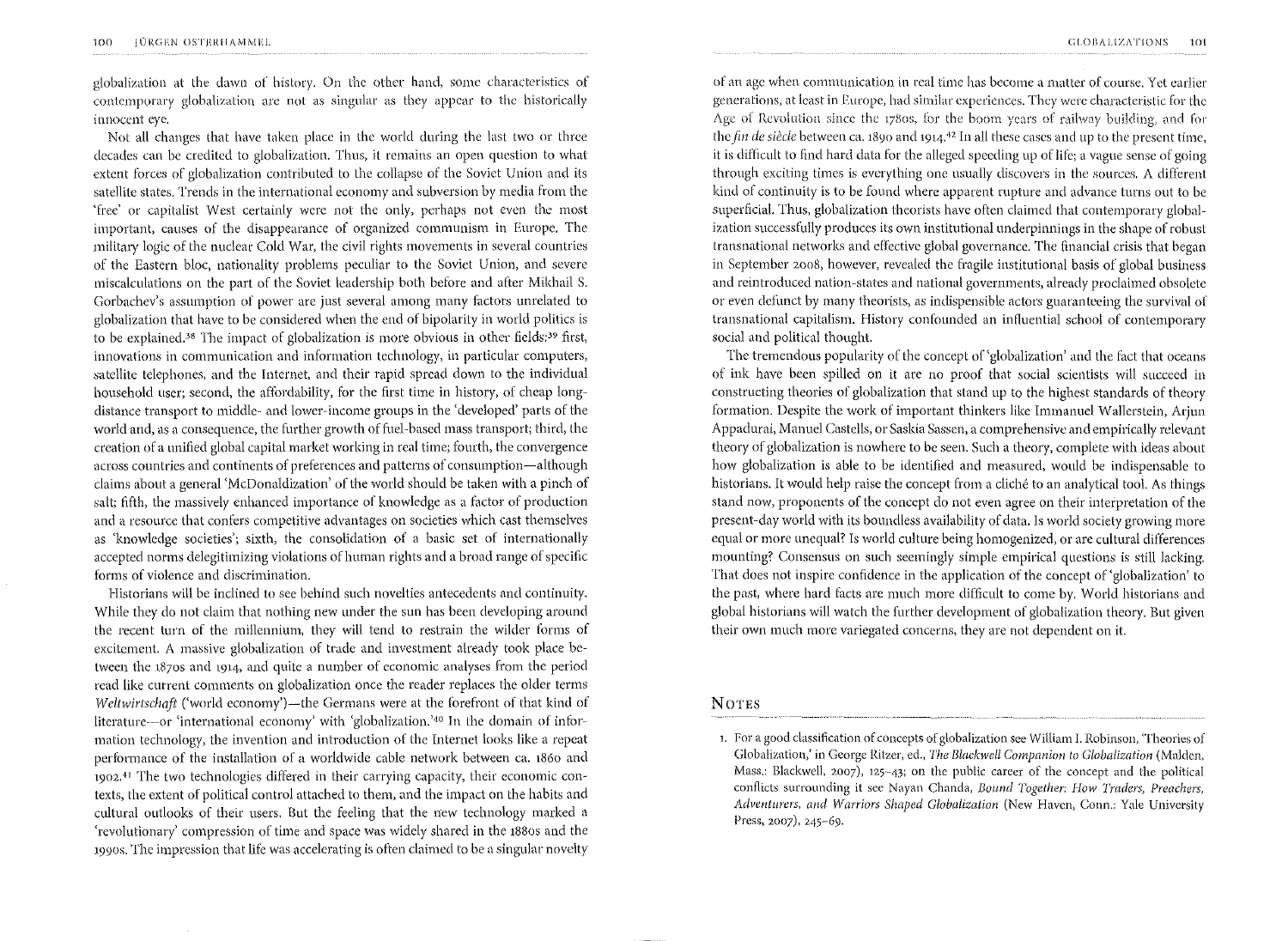globalization at the dawn of history. On the other hand, some characteristics of contemporary globalization are not as singular as they appear to the historically innocent eye.

Not all changes that have taken place in the world during the last two or three decades can be credited to globalization. Thus, it remains an open question to what extent forces of globalization contributed to the collapse of the Soviet Union and its satellite states. Trends in the international economy and subversion by media from the 'free' or capitalist West certainly were not the only, perhaps not even the most important, causes of the disappearance of organized communism in Europe. The military logic of the nuclear Cold War, the civil rights movements in several countries of the Eastern bloc, nationality problems peculiar to the Soviet Union, and severe miscalculations on the part of the Soviet leadership both before and after Mikhail S. Gorbachev's assumption of power are just several among many factors unrelated to globalization that have to be considered when the end of bipolarity in world politics is to be explained.[38] The impact of globalization is more obvious in other fields:[39] first, innovations in communication and information technology, in particular computers, satellite telephones, and the Internet, and their rapid spread down to the individual household user; second, the affordability, for the first time in history, of cheap long-distance transport to middle- and lower-income groups in the 'developed' parts of the world and, as a consequence, the further growth of fuel-based mass transport; third, the creation of a unified global capital market working in real time; fourth, the convergence across countries and continents of preferences and patterns of consumption—although claims about a general 'McDonaldization' of the world should be taken with a pinch of salt; fifth, the massively enhanced importance of knowledge as a factor of production and a resource that confers competitive advantages on societies which cast themselves as 'knowledge societies'; sixth, the consolidation of a basic set of internationally accepted norms delegitimizing violations of human rights and a broad range of specific forms of violence and discrimination.

Historians will be inclined to see behind such novelties antecedents and continuity. While they do not claim that nothing new under the sun has been developing around the recent turn of the millennium, they will tend to restrain the wilder forms of excitement. A massive globalization of trade and investment already took place between the 1870s and 1914, and quite a number of economic analyses from the period read like current comments on globalization once the reader replaces the older terms *Weltwirtschaft* ('world economy')—the Germans were at the forefront of that kind of literature—or 'international economy' with 'globalization.'[40] In the domain of information technology, the invention and introduction of the Internet looks like a repeat performance of the installation of a worldwide cable network between ca. 1860 and 1902.[41] The two technologies differed in their carrying capacity, their economic contexts, the extent of political control attached to them, and the impact on the habits and cultural outlooks of their users. But the feeling that the new technology marked a 'revolutionary' compression of time and space was widely shared in the 1880s and the 1990s. The impression that life was accelerating is often claimed to be a singular novelty of an age when communication in real time has become a matter of course. Yet earlier generations, at least in Europe, had similar experiences. They were characteristic for the Age of Revolution since the 1780s, for the boom years of railway building, and for the *fin de siècle* between ca. 1890 and 1914.[42] In all these cases and up to the present time, it is difficult to find hard data for the alleged speeding up of life; a vague sense of going through exciting times is everything one usually discovers in the sources. A different kind of continuity is to be found where apparent rupture and advance turns out to be superficial. Thus, globalization theorists have often claimed that contemporary globalization successfully produces its own institutional underpinnings in the shape of robust transnational networks and effective global governance. The financial crisis that began in September 2008, however, revealed the fragile institutional basis of global business and reintroduced nation-states and national governments, already proclaimed obsolete or even defunct by many theorists, as indispensible actors guaranteeing the survival of transnational capitalism. History confounded an influential school of contemporary social and political thought.

The tremendous popularity of the concept of 'globalization' and the fact that oceans of ink have been spilled on it are no proof that social scientists will succeed in constructing theories of globalization that stand up to the highest standards of theory formation. Despite the work of important thinkers like Immanuel Wallerstein, Arjun Appadurai, Manuel Castells, or Saskia Sassen, a comprehensive and empirically relevant theory of globalization is nowhere to be seen. Such a theory, complete with ideas about how globalization is able to be identified and measured, would be indispensable to historians. It would help raise the concept from a cliché to an analytical tool. As things stand now, proponents of the concept do not even agree on their interpretation of the present-day world with its boundless availability of data. Is world society growing more equal or more unequal? Is world culture being homogenized, or are cultural differences mounting? Consensus on such seemingly simple empirical questions is still lacking. That does not inspire confidence in the application of the concept of 'globalization' to the past, where hard facts are much more difficult to come by. World historians and global historians will watch the further development of globalization theory. But given their own much more variegated concerns, they are not dependent on it.

## Notes

1. For a good classification of concepts of globalization see William I. Robinson, 'Theories of Globalization,' in George Ritzer, ed., *The Blackwell Companion to Globalization* (Malden, Mass.: Blackwell, 2007), 125–43; on the public career of the concept and the political conflicts surrounding it see Nayan Chanda, *Bound Together: How Traders, Preachers, Adventurers, and Warriors Shaped Globalization* (New Haven, Conn.: Yale University Press, 2007), 245–69.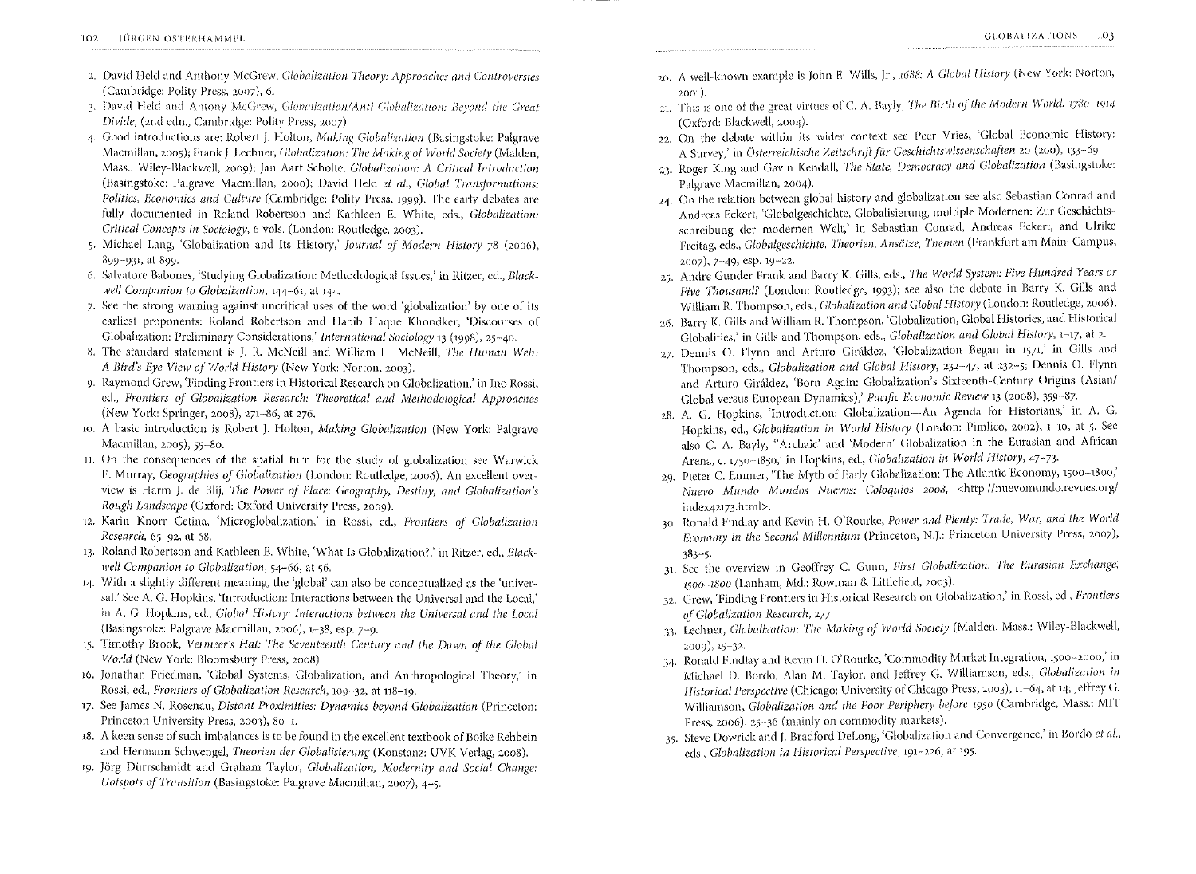2. David Held and Anthony McGrew, *Globalization Theory: Approaches and Controversies* (Cambridge: Polity Press, 2007), 6.
3. David Held and Antony McGrew, *Globalization/Anti-Globalization: Beyond the Great Divide*, (2nd edn., Cambridge: Polity Press, 2007).
4. Good introductions are: Robert J. Holton, *Making Globalization* (Basingstoke: Palgrave Macmillan, 2005); Frank J. Lechner, *Globalization: The Making of World Society* (Malden, Mass.: Wiley-Blackwell, 2009); Jan Aart Scholte, *Globalization: A Critical Introduction* (Basingstoke: Palgrave Macmillan, 2000); David Held *et al.*, *Global Transformations: Politics, Economics and Culture* (Cambridge: Polity Press, 1999). The early debates are fully documented in Roland Robertson and Kathleen E. White, eds., *Globalization: Critical Concepts in Sociology*, 6 vols. (London: Routledge, 2003).
5. Michael Lang, 'Globalization and Its History,' *Journal of Modern History* 78 (2006), 899–931, at 899.
6. Salvatore Babones, 'Studying Globalization: Methodological Issues,' in Ritzer, ed., *Blackwell Companion to Globalization*, 144–61, at 144.
7. See the strong warning against uncritical uses of the word 'globalization' by one of its earliest proponents: Roland Robertson and Habib Haque Khondker, 'Discourses of Globalization: Preliminary Considerations,' *International Sociology* 13 (1998), 25–40.
8. The standard statement is J. R. McNeill and William H. McNeill, *The Human Web: A Bird's-Eye View of World History* (New York: Norton, 2003).
9. Raymond Grew, 'Finding Frontiers in Historical Research on Globalization,' in Ino Rossi, ed., *Frontiers of Globalization Research: Theoretical and Methodological Approaches* (New York: Springer, 2008), 271–86, at 276.
10. A basic introduction is Robert J. Holton, *Making Globalization* (New York: Palgrave Macmillan, 2005), 55–80.
11. On the consequences of the spatial turn for the study of globalization see Warwick E. Murray, *Geographies of Globalization* (London: Routledge, 2006). An excellent overview is Harm J. de Blij, *The Power of Place: Geography, Destiny, and Globalization's Rough Landscape* (Oxford: Oxford University Press, 2009).
12. Karin Knorr Cetina, 'Microglobalization,' in Rossi, ed., *Frontiers of Globalization Research*, 65–92, at 68.
13. Roland Robertson and Kathleen E. White, 'What Is Globalization?,' in Ritzer, ed., *Blackwell Companion to Globalization*, 54–66, at 56.
14. With a slightly different meaning, the 'global' can also be conceptualized as the 'universal.' See A. G. Hopkins, 'Introduction: Interactions between the Universal and the Local,' in A. G. Hopkins, ed., *Global History: Interactions between the Universal and the Local* (Basingstoke: Palgrave Macmillan, 2006), 1–38, esp. 7–9.
15. Timothy Brook, *Vermeer's Hat: The Seventeenth Century and the Dawn of the Global World* (New York: Bloomsbury Press, 2008).
16. Jonathan Friedman, 'Global Systems, Globalization, and Anthropological Theory,' in Rossi, ed., *Frontiers of Globalization Research*, 109–32, at 118–19.
17. See James N. Rosenau, *Distant Proximities: Dynamics beyond Globalization* (Princeton: Princeton University Press, 2003), 80–1.
18. A keen sense of such imbalances is to be found in the excellent textbook of Boike Rehbein and Hermann Schwengel, *Theorien der Globalisierung* (Konstanz: UVK Verlag, 2008).
19. Jörg Dürrschmidt and Graham Taylor, *Globalization, Modernity and Social Change: Hotspots of Transition* (Basingstoke: Palgrave Macmillan, 2007), 4–5.
20. A well-known example is John E. Wills, Jr., *1688: A Global History* (New York: Norton, 2001).
21. This is one of the great virtues of C. A. Bayly, *The Birth of the Modern World, 1780–1914* (Oxford: Blackwell, 2004).
22. On the debate within its wider context see Peer Vries, 'Global Economic History: A Survey,' in *Österreichische Zeitschrift für Geschichtswissenschaften* 20 (200), 133–69.
23. Roger King and Gavin Kendall, *The State, Democracy and Globalization* (Basingstoke: Palgrave Macmillan, 2004).
24. On the relation between global history and globalization see also Sebastian Conrad and Andreas Eckert, 'Globalgeschichte, Globalisierung, multiple Modernen: Zur Geschichtsschreibung der modernen Welt,' in Sebastian Conrad, Andreas Eckert, and Ulrike Freitag, eds., *Globalgeschichte. Theorien, Ansätze, Themen* (Frankfurt am Main: Campus, 2007), 7–49, esp. 19–22.
25. Andre Gunder Frank and Barry K. Gills, eds., *The World System: Five Hundred Years or Five Thousand?* (London: Routledge, 1993); see also the debate in Barry K. Gills and William R. Thompson, eds., *Globalization and Global History* (London: Routledge, 2006).
26. Barry K. Gills and William R. Thompson, 'Globalization, Global Histories, and Historical Globalities,' in Gills and Thompson, eds., *Globalization and Global History*, 1–17, at 2.
27. Dennis O. Flynn and Arturo Giráldez, 'Globalization Began in 1571,' in Gills and Thompson, eds., *Globalization and Global History*, 232–47, at 232–5; Dennis O. Flynn and Arturo Giráldez, 'Born Again: Globalization's Sixteenth-Century Origins (Asian/Global versus European Dynamics),' *Pacific Economic Review* 13 (2008), 359–87.
28. A. G. Hopkins, 'Introduction: Globalization—An Agenda for Historians,' in A. G. Hopkins, ed., *Globalization in World History* (London: Pimlico, 2002), 1–10, at 5. See also C. A. Bayly, "Archaic' and 'Modern' Globalization in the Eurasian and African Arena, c. 1750–1850,' in Hopkins, ed., *Globalization in World History*, 47–73.
29. Pieter C. Emmer, 'The Myth of Early Globalization: The Atlantic Economy, 1500–1800,' *Nuevo Mundo Mundos Nuevos: Coloquios 2008*, <http://nuevomundo.revues.org/index42173.html>.
30. Ronald Findlay and Kevin H. O'Rourke, *Power and Plenty: Trade, War, and the World Economy in the Second Millennium* (Princeton, N.J.: Princeton University Press, 2007), 383–5.
31. See the overview in Geoffrey C. Gunn, *First Globalization: The Eurasian Exchange, 1500–1800* (Lanham, Md.: Rowman & Littlefield, 2003).
32. Grew, 'Finding Frontiers in Historical Research on Globalization,' in Rossi, ed., *Frontiers of Globalization Research*, 277.
33. Lechner, *Globalization: The Making of World Society* (Malden, Mass.: Wiley-Blackwell, 2009), 15–32.
34. Ronald Findlay and Kevin H. O'Rourke, 'Commodity Market Integration, 1500–2000,' in Michael D. Bordo, Alan M. Taylor, and Jeffrey G. Williamson, eds., *Globalization in Historical Perspective* (Chicago: University of Chicago Press, 2003), 11–64, at 14; Jeffrey G. Williamson, *Globalization and the Poor Periphery before 1950* (Cambridge, Mass.: MIT Press, 2006), 25–36 (mainly on commodity markets).
35. Steve Dowrick and J. Bradford DeLong, 'Globalization and Convergence,' in Bordo *et al.*, eds., *Globalization in Historical Perspective*, 191–226, at 195.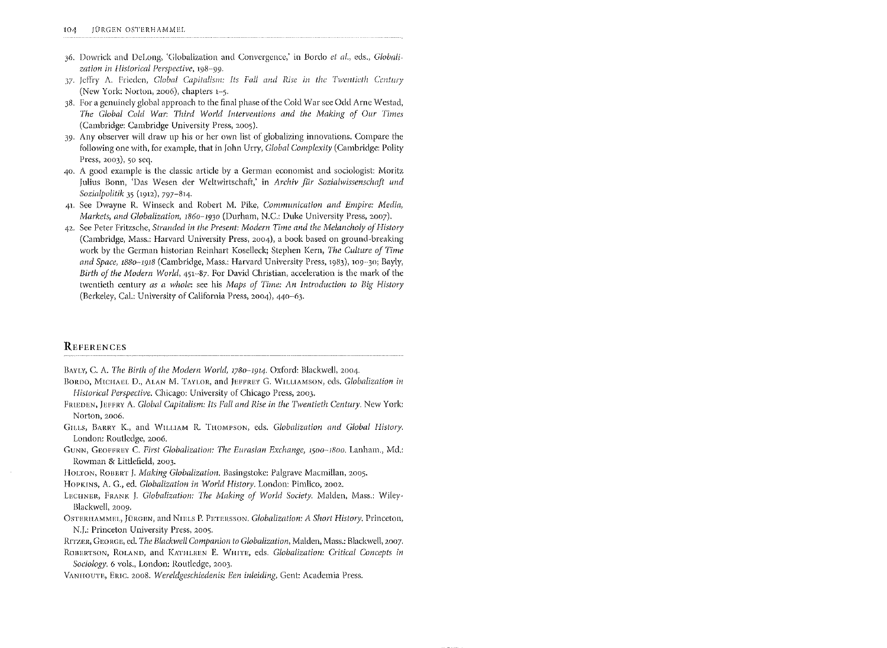36. Dowrick and DeLong, 'Globalization and Convergence,' in Bordo *et al.*, eds., *Globalization in Historical Perspective*, 198–99.
37. Jeffry A. Frieden, *Global Capitalism: Its Fall and Rise in the Twentieth Century* (New York: Norton, 2006), chapters 1–5.
38. For a genuinely global approach to the final phase of the Cold War see Odd Arne Westad, *The Global Cold War: Third World Interventions and the Making of Our Times* (Cambridge: Cambridge University Press, 2005).
39. Any observer will draw up his or her own list of globalizing innovations. Compare the following one with, for example, that in John Urry, *Global Complexity* (Cambridge: Polity Press, 2003), 50 seq.
40. A good example is the classic article by a German economist and sociologist: Moritz Julius Bonn, 'Das Wesen der Weltwirtschaft,' in *Archiv für Sozialwissenschaft und Sozialpolitik* 35 (1912), 797–814.
41. See Dwayne R. Winseck and Robert M. Pike, *Communication and Empire: Media, Markets, and Globalization, 1860–1930* (Durham, N.C.: Duke University Press, 2007).
42. See Peter Fritzsche, *Stranded in the Present: Modern Time and the Melancholy of History* (Cambridge, Mass.: Harvard University Press, 2004), a book based on ground-breaking work by the German historian Reinhart Koselleck; Stephen Kern, *The Culture of Time and Space, 1880–1918* (Cambridge, Mass.: Harvard University Press, 1983), 109–30; Bayly, *Birth of the Modern World*, 451–87. For David Christian, acceleration is the mark of the twentieth century *as a whole*: see his *Maps of Time: An Introduction to Big History* (Berkeley, Cal.: University of California Press, 2004), 440–63.

## References

Bayly, C. A. *The Birth of the Modern World, 1780–1914*. Oxford: Blackwell, 2004.

Bordo, Michael D., Alan M. Taylor, and Jeffrey G. Williamson, eds. *Globalization in Historical Perspective*. Chicago: University of Chicago Press, 2003.

Frieden, Jeffry A. *Global Capitalism: Its Fall and Rise in the Twentieth Century*. New York: Norton, 2006.

Gills, Barry K., and William R. Thompson, eds. *Globalization and Global History*. London: Routledge, 2006.

Gunn, Geoffrey C. *First Globalization: The Eurasian Exchange, 1500–1800*. Lanham., Md.: Rowman & Littlefield, 2003.

Holton, Robert J. *Making Globalization*. Basingstoke: Palgrave Macmillan, 2005.

Hopkins, A. G., ed. *Globalization in World History*. London: Pimlico, 2002.

Lechner, Frank J. *Globalization: The Making of World Society*. Malden, Mass.: Wiley-Blackwell, 2009.

Osterhammel, Jürgen, and Niels P. Petersson. *Globalization: A Short History*. Princeton, N.J.: Princeton University Press, 2005.

Ritzer, George, ed. *The Blackwell Companion to Globalization*, Malden, Mass.: Blackwell, 2007.

Robertson, Roland, and Kathleen E. White, eds. *Globalization: Critical Concepts in Sociology*. 6 vols., London: Routledge, 2003.

Vanhoute, Eric. 2008. *Wereldgeschiedenis: Een inleiding*, Gent: Academia Press.